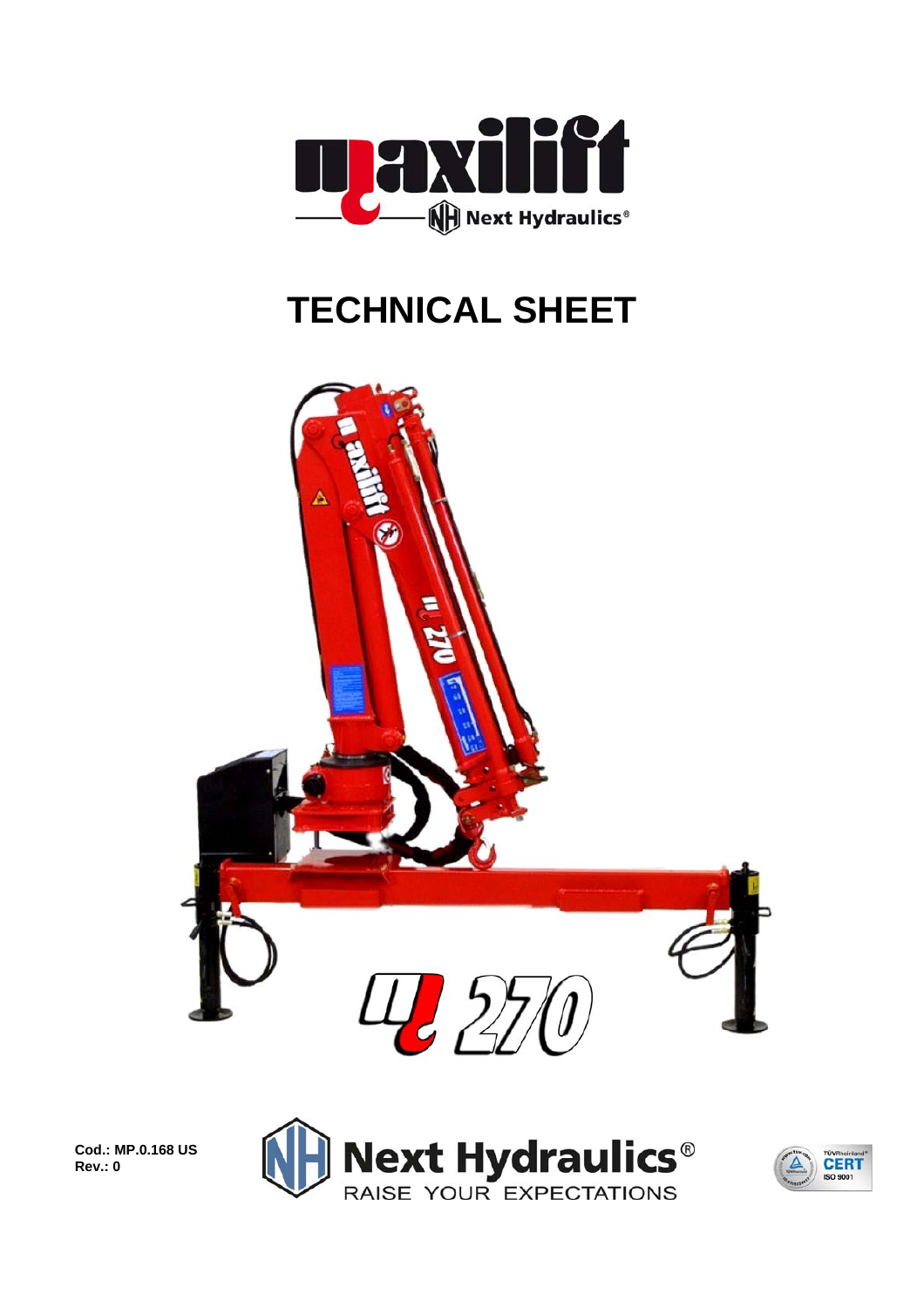# TECHNICAL SHEET

ML 270

**Cod.: MP.0.168 US**
**Rev.: 0**

Next Hydraulics®
RAISE YOUR EXPECTATIONS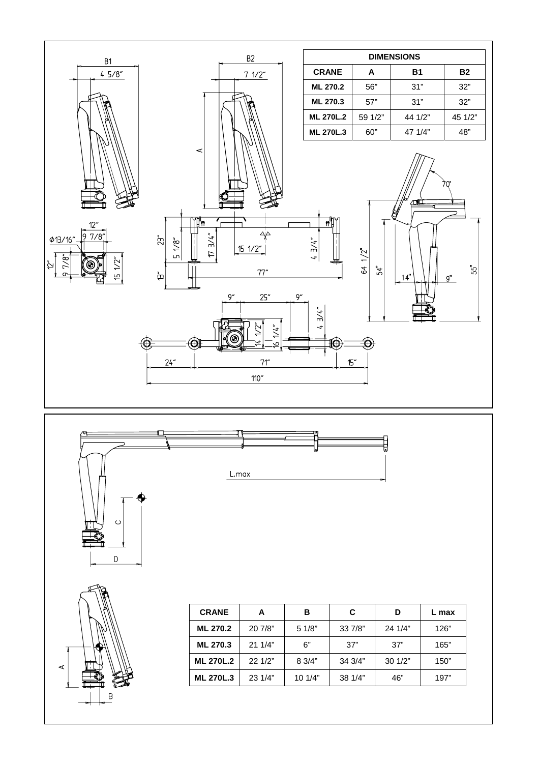| DIMENSIONS | | | |
|---|---|---|---|
| **CRANE** | **A** | **B1** | **B2** |
| **ML 270.2** | 56" | 31" | 32" |
| **ML 270.3** | 57" | 31" | 32" |
| **ML 270L.2** | 59 1/2" | 44 1/2" | 45 1/2" |
| **ML 270L.3** | 60" | 47 1/4" | 48" |

| CRANE | A | B | C | D | L max |
|---|---|---|---|---|---|
| **ML 270.2** | 20 7/8" | 5 1/8" | 33 7/8" | 24 1/4" | 126" |
| **ML 270.3** | 21 1/4" | 6" | 37" | 37" | 165" |
| **ML 270L.2** | 22 1/2" | 8 3/4" | 34 3/4" | 30 1/2" | 150" |
| **ML 270L.3** | 23 1/4" | 10 1/4" | 38 1/4" | 46" | 197" |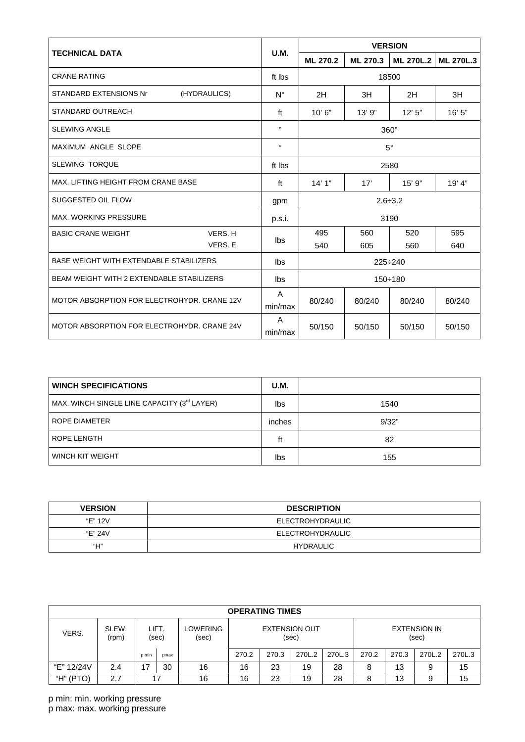| TECHNICAL DATA | | U.M. | VERSION | | | |
|---|---|---|---|---|---|---|
| | | | **ML 270.2** | **ML 270.3** | **ML 270L.2** | **ML 270L.3** |
| CRANE RATING | | ft lbs | 18500 | | | |
| STANDARD EXTENSIONS Nr | (HYDRAULICS) | N° | 2H | 3H | 2H | 3H |
| STANDARD OUTREACH | | ft | 10' 6" | 13' 9" | 12' 5" | 16' 5" |
| SLEWING ANGLE | | ° | 360° | | | |
| MAXIMUM ANGLE SLOPE | | ° | 5° | | | |
| SLEWING TORQUE | | ft lbs | 2580 | | | |
| MAX. LIFTING HEIGHT FROM CRANE BASE | | ft | 14' 1" | 17' | 15' 9" | 19' 4" |
| SUGGESTED OIL FLOW | | gpm | 2.6÷3.2 | | | |
| MAX. WORKING PRESSURE | | p.s.i. | 3190 | | | |
| BASIC CRANE WEIGHT | VERS. H | lbs | 495 | 560 | 520 | 595 |
| | VERS. E | | 540 | 605 | 560 | 640 |
| BASE WEIGHT WITH EXTENDABLE STABILIZERS | | lbs | 225÷240 | | | |
| BEAM WEIGHT WITH 2 EXTENDABLE STABILIZERS | | lbs | 150÷180 | | | |
| MOTOR ABSORPTION FOR ELECTROHYDR. CRANE 12V | | A min/max | 80/240 | 80/240 | 80/240 | 80/240 |
| MOTOR ABSORPTION FOR ELECTROHYDR. CRANE 24V | | A min/max | 50/150 | 50/150 | 50/150 | 50/150 |

| WINCH SPECIFICATIONS | U.M. | |
|---|---|---|
| MAX. WINCH SINGLE LINE CAPACITY (3rd LAYER) | lbs | 1540 |
| ROPE DIAMETER | inches | 9/32" |
| ROPE LENGTH | ft | 82 |
| WINCH KIT WEIGHT | lbs | 155 |

| VERSION | DESCRIPTION |
|---|---|
| "E" 12V | ELECTROHYDRAULIC |
| "E" 24V | ELECTROHYDRAULIC |
| "H" | HYDRAULIC |

| OPERATING TIMES | | | | | | | | | | | | | |
|---|---|---|---|---|---|---|---|---|---|---|---|---|---|
| VERS. | SLEW. (rpm) | LIFT. (sec) | | LOWERING (sec) | EXTENSION OUT (sec) | | | | EXTENSION IN (sec) | | | | |
| | | p min | pmax | | 270.2 | 270.3 | 270L.2 | 270L.3 | 270.2 | 270.3 | 270L.2 | 270L.3 |
| "E" 12/24V | 2.4 | 17 | 30 | 16 | 16 | 23 | 19 | 28 | 8 | 13 | 9 | 15 |
| "H" (PTO) | 2.7 | 17 | | 16 | 16 | 23 | 19 | 28 | 8 | 13 | 9 | 15 |

p min: min. working pressure
p max: max. working pressure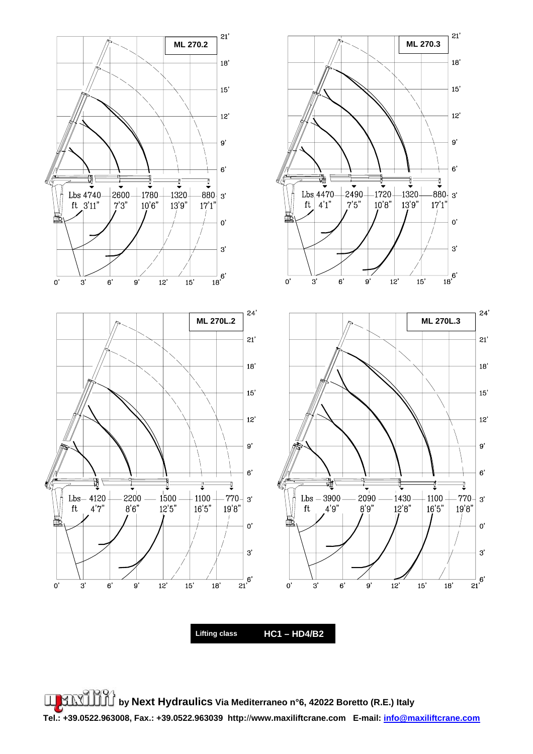ML 270.2

Lbs 4740 — 2600 — 1780 — 1320 — 880

ft 3'11" 7'3" 10'6" 13'9" 17'1"

21' 18' 15' 12' 9' 6' 3' 0' 3' 6'

0' 3' 6' 9' 12' 15' 18'

ML 270.3

Lbs 4470 — 2490 — 1720 — 1320 — 880

ft 4'1" 7'5" 10'8" 13'9" 17'1"

21' 18' 15' 12' 9' 6' 3' 0' 3' 6'

0' 3' 6' 9' 12' 15' 18'

ML 270L.2

Lbs — 4120 — 2200 — 1500 — 1100 — 770

ft 4'7" 8'6" 12'5" 16'5" 19'8"

24' 21' 18' 15' 12' 9' 6' 3' 0' 3' 6'

0' 3' 6' 9' 12' 15' 18' 21'

ML 270L.3

Lbs — 3900 — 2090 — 1430 — 1100 — 770

ft 4'9" 8'9" 12'8" 16'5" 19'8"

24' 21' 18' 15' 12' 9' 6' 3' 0' 3' 6'

0' 3' 6' 9' 12' 15' 18' 21'

| Lifting class | HC1 – HD4/B2 |
| --- | --- |

**maxilift by Next Hydraulics** Via Mediterraneo n°6, 42022 Boretto (R.E.) Italy

**Tel.: +39.0522.963008, Fax.: +39.0522.963039 http://www.maxiliftcrane.com E-mail: info@maxiliftcrane.com**